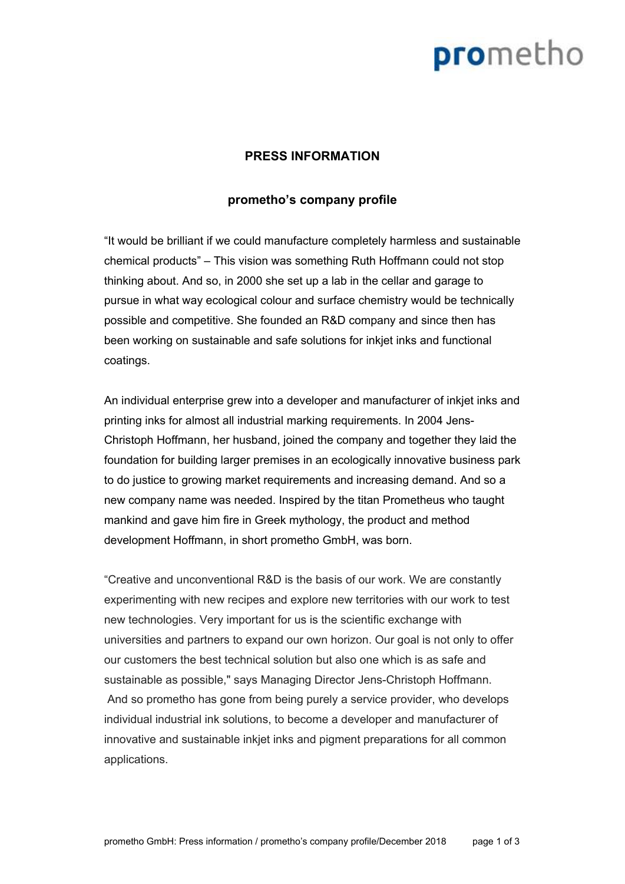# PRESS INFORMATION

## prometho's company profile

"It would be brilliant if we could manufacture completely harmless and sustainable chemical products" – This vision was something Ruth Hoffmann could not stop thinking about. And so, in 2000 she set up a lab in the cellar and garage to pursue in what way ecological colour and surface chemistry would be technically possible and competitive. She founded an R&D company and since then has been working on sustainable and safe solutions for inkjet inks and functional coatings.

An individual enterprise grew into a developer and manufacturer of inkjet inks and printing inks for almost all industrial marking requirements. In 2004 Jens-Christoph Hoffmann, her husband, joined the company and together they laid the foundation for building larger premises in an ecologically innovative business park to do justice to growing market requirements and increasing demand. And so a new company name was needed. Inspired by the titan Prometheus who taught mankind and gave him fire in Greek mythology, the product and method development Hoffmann, in short prometho GmbH, was born.

"Creative and unconventional R&D is the basis of our work. We are constantly experimenting with new recipes and explore new territories with our work to test new technologies. Very important for us is the scientific exchange with universities and partners to expand our own horizon. Our goal is not only to offer our customers the best technical solution but also one which is as safe and sustainable as possible," says Managing Director Jens-Christoph Hoffmann. And so prometho has gone from being purely a service provider, who develops individual industrial ink solutions, to become a developer and manufacturer of innovative and sustainable inkjet inks and pigment preparations for all common applications.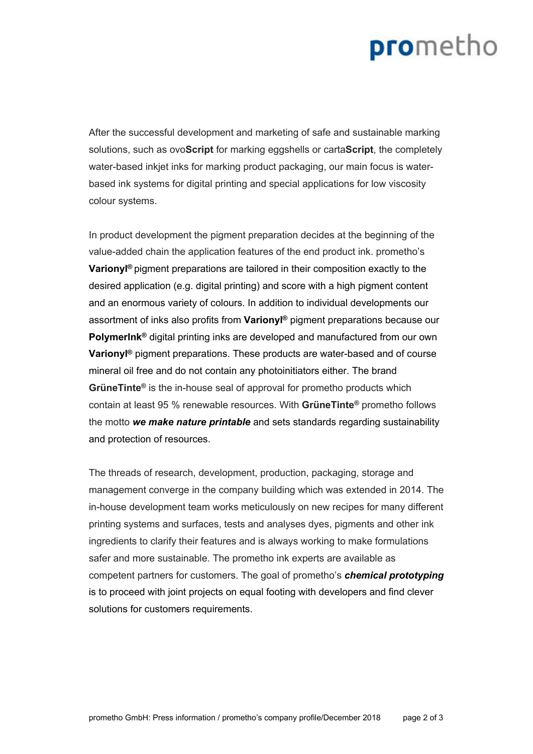After the successful development and marketing of safe and sustainable marking solutions, such as ovo**Script** for marking eggshells or carta**Script**, the completely water-based inkjet inks for marking product packaging, our main focus is water-based ink systems for digital printing and special applications for low viscosity colour systems.

In product development the pigment preparation decides at the beginning of the value-added chain the application features of the end product ink. prometho's **Varionyl®** pigment preparations are tailored in their composition exactly to the desired application (e.g. digital printing) and score with a high pigment content and an enormous variety of colours. In addition to individual developments our assortment of inks also profits from **Varionyl®** pigment preparations because our **PolymerInk®** digital printing inks are developed and manufactured from our own **Varionyl®** pigment preparations. These products are water-based and of course mineral oil free and do not contain any photoinitiators either. The brand **GrüneTinte®** is the in-house seal of approval for prometho products which contain at least 95 % renewable resources. With **GrüneTinte®** prometho follows the motto ***we make nature printable*** and sets standards regarding sustainability and protection of resources.

The threads of research, development, production, packaging, storage and management converge in the company building which was extended in 2014. The in-house development team works meticulously on new recipes for many different printing systems and surfaces, tests and analyses dyes, pigments and other ink ingredients to clarify their features and is always working to make formulations safer and more sustainable. The prometho ink experts are available as competent partners for customers. The goal of prometho's ***chemical prototyping*** is to proceed with joint projects on equal footing with developers and find clever solutions for customers requirements.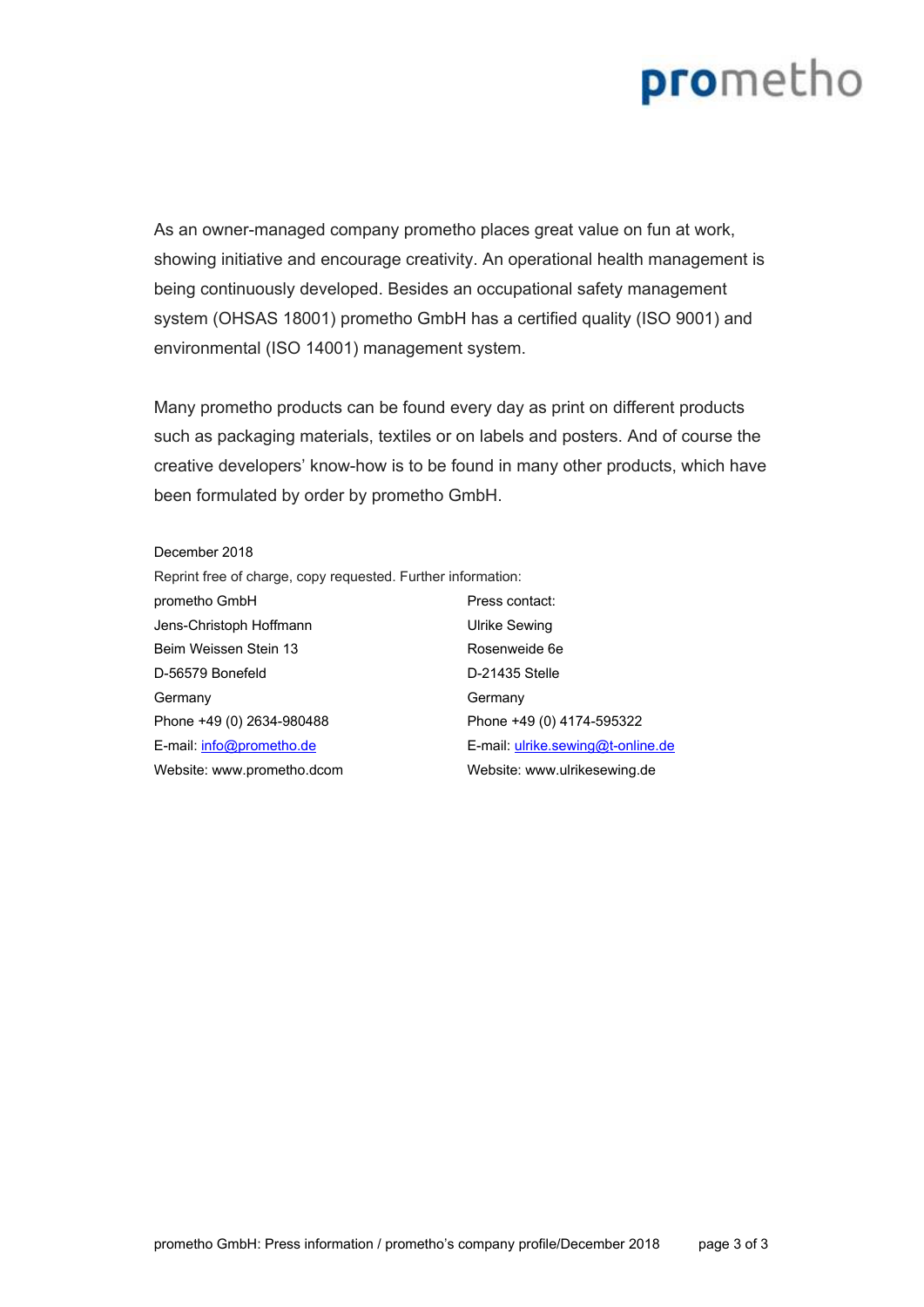As an owner-managed company prometho places great value on fun at work, showing initiative and encourage creativity. An operational health management is being continuously developed. Besides an occupational safety management system (OHSAS 18001) prometho GmbH has a certified quality (ISO 9001) and environmental (ISO 14001) management system.

Many prometho products can be found every day as print on different products such as packaging materials, textiles or on labels and posters. And of course the creative developers' know-how is to be found in many other products, which have been formulated by order by prometho GmbH.

December 2018

Reprint free of charge, copy requested. Further information:

prometho GmbH
Jens-Christoph Hoffmann
Beim Weissen Stein 13
D-56579 Bonefeld
Germany
Phone +49 (0) 2634-980488
E-mail: info@prometho.de
Website: www.prometho.dcom

Press contact:
Ulrike Sewing
Rosenweide 6e
D-21435 Stelle
Germany
Phone +49 (0) 4174-595322
E-mail: ulrike.sewing@t-online.de
Website: www.ulrikesewing.de